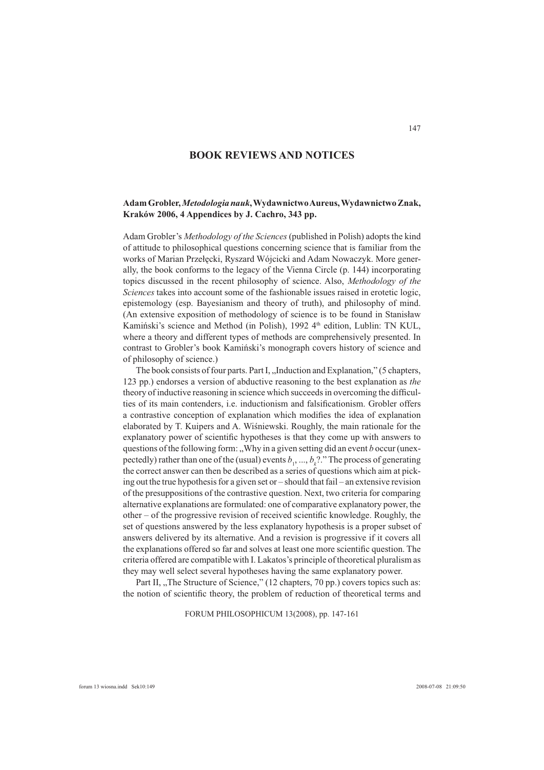## BOOK REVIEWS AND NOTICES

**Adam Grobler, *Metodologia nauk*, Wydawnictwo Aureus, Wydawnictwo Znak, Kraków 2006, 4 Appendices by J. Cachro, 343 pp.**

Adam Grobler's *Methodology of the Sciences* (published in Polish) adopts the kind of attitude to philosophical questions concerning science that is familiar from the works of Marian Przełęcki, Ryszard Wójcicki and Adam Nowaczyk. More generally, the book conforms to the legacy of the Vienna Circle (p. 144) incorporating topics discussed in the recent philosophy of science. Also, *Methodology of the Sciences* takes into account some of the fashionable issues raised in erotetic logic, epistemology (esp. Bayesianism and theory of truth), and philosophy of mind. (An extensive exposition of methodology of science is to be found in Stanisław Kamiński's science and Method (in Polish), 1992 4th edition, Lublin: TN KUL, where a theory and different types of methods are comprehensively presented. In contrast to Grobler's book Kamiński's monograph covers history of science and of philosophy of science.)

The book consists of four parts. Part I, „Induction and Explanation," (5 chapters, 123 pp.) endorses a version of abductive reasoning to the best explanation as *the* theory of inductive reasoning in science which succeeds in overcoming the difficulties of its main contenders, i.e. inductionism and falsificationism. Grobler offers a contrastive conception of explanation which modifies the idea of explanation elaborated by T. Kuipers and A. Wiśniewski. Roughly, the main rationale for the explanatory power of scientific hypotheses is that they come up with answers to questions of the following form: „Why in a given setting did an event *b* occur (unexpectedly) rather than one of the (usual) events $b_1, ..., b_k$?." The process of generating the correct answer can then be described as a series of questions which aim at picking out the true hypothesis for a given set or – should that fail – an extensive revision of the presuppositions of the contrastive question. Next, two criteria for comparing alternative explanations are formulated: one of comparative explanatory power, the other – of the progressive revision of received scientific knowledge. Roughly, the set of questions answered by the less explanatory hypothesis is a proper subset of answers delivered by its alternative. And a revision is progressive if it covers all the explanations offered so far and solves at least one more scientific question. The criteria offered are compatible with I. Lakatos's principle of theoretical pluralism as they may well select several hypotheses having the same explanatory power.

Part II, „The Structure of Science," (12 chapters, 70 pp.) covers topics such as: the notion of scientific theory, the problem of reduction of theoretical terms and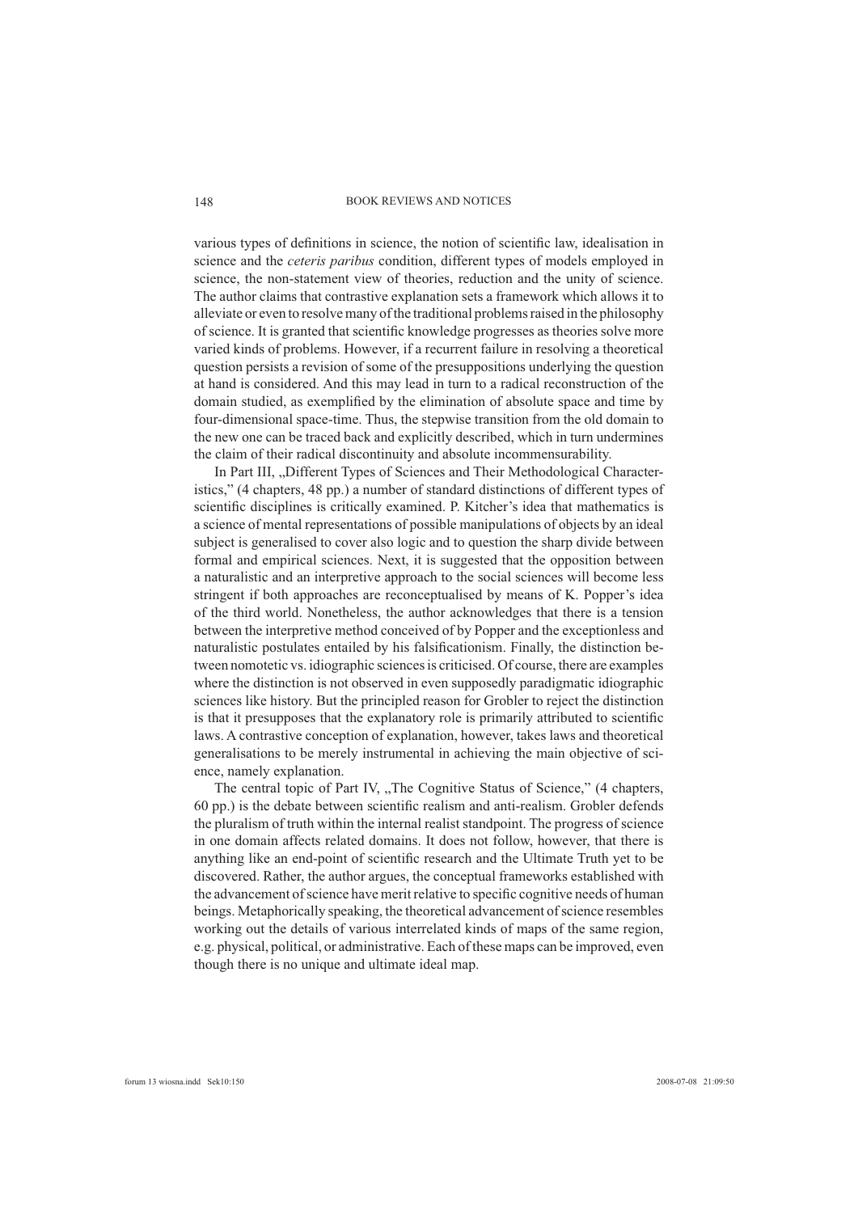various types of definitions in science, the notion of scientific law, idealisation in science and the *ceteris paribus* condition, different types of models employed in science, the non-statement view of theories, reduction and the unity of science. The author claims that contrastive explanation sets a framework which allows it to alleviate or even to resolve many of the traditional problems raised in the philosophy of science. It is granted that scientific knowledge progresses as theories solve more varied kinds of problems. However, if a recurrent failure in resolving a theoretical question persists a revision of some of the presuppositions underlying the question at hand is considered. And this may lead in turn to a radical reconstruction of the domain studied, as exemplified by the elimination of absolute space and time by four-dimensional space-time. Thus, the stepwise transition from the old domain to the new one can be traced back and explicitly described, which in turn undermines the claim of their radical discontinuity and absolute incommensurability.

In Part III, „Different Types of Sciences and Their Methodological Characteristics," (4 chapters, 48 pp.) a number of standard distinctions of different types of scientific disciplines is critically examined. P. Kitcher's idea that mathematics is a science of mental representations of possible manipulations of objects by an ideal subject is generalised to cover also logic and to question the sharp divide between formal and empirical sciences. Next, it is suggested that the opposition between a naturalistic and an interpretive approach to the social sciences will become less stringent if both approaches are reconceptualised by means of K. Popper's idea of the third world. Nonetheless, the author acknowledges that there is a tension between the interpretive method conceived of by Popper and the exceptionless and naturalistic postulates entailed by his falsificationism. Finally, the distinction between nomotetic vs. idiographic sciences is criticised. Of course, there are examples where the distinction is not observed in even supposedly paradigmatic idiographic sciences like history. But the principled reason for Grobler to reject the distinction is that it presupposes that the explanatory role is primarily attributed to scientific laws. A contrastive conception of explanation, however, takes laws and theoretical generalisations to be merely instrumental in achieving the main objective of science, namely explanation.

The central topic of Part IV, „The Cognitive Status of Science," (4 chapters, 60 pp.) is the debate between scientific realism and anti-realism. Grobler defends the pluralism of truth within the internal realist standpoint. The progress of science in one domain affects related domains. It does not follow, however, that there is anything like an end-point of scientific research and the Ultimate Truth yet to be discovered. Rather, the author argues, the conceptual frameworks established with the advancement of science have merit relative to specific cognitive needs of human beings. Metaphorically speaking, the theoretical advancement of science resembles working out the details of various interrelated kinds of maps of the same region, e.g. physical, political, or administrative. Each of these maps can be improved, even though there is no unique and ultimate ideal map.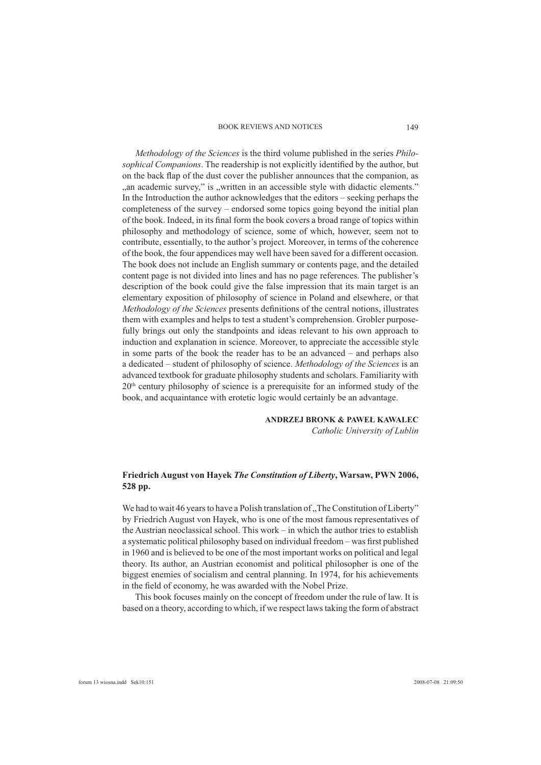*Methodology of the Sciences* is the third volume published in the series *Philosophical Companions*. The readership is not explicitly identified by the author, but on the back flap of the dust cover the publisher announces that the companion, as „an academic survey," is „written in an accessible style with didactic elements." In the Introduction the author acknowledges that the editors – seeking perhaps the completeness of the survey – endorsed some topics going beyond the initial plan of the book. Indeed, in its final form the book covers a broad range of topics within philosophy and methodology of science, some of which, however, seem not to contribute, essentially, to the author's project. Moreover, in terms of the coherence of the book, the four appendices may well have been saved for a different occasion. The book does not include an English summary or contents page, and the detailed content page is not divided into lines and has no page references. The publisher's description of the book could give the false impression that its main target is an elementary exposition of philosophy of science in Poland and elsewhere, or that *Methodology of the Sciences* presents definitions of the central notions, illustrates them with examples and helps to test a student's comprehension. Grobler purposefully brings out only the standpoints and ideas relevant to his own approach to induction and explanation in science. Moreover, to appreciate the accessible style in some parts of the book the reader has to be an advanced – and perhaps also a dedicated – student of philosophy of science. *Methodology of the Sciences* is an advanced textbook for graduate philosophy students and scholars. Familiarity with 20th century philosophy of science is a prerequisite for an informed study of the book, and acquaintance with erotetic logic would certainly be an advantage.

**ANDRZEJ BRONK & PAWEŁ KAWALEC**
*Catholic University of Lublin*

**Friedrich August von Hayek *The Constitution of Liberty*, Warsaw, PWN 2006, 528 pp.**

We had to wait 46 years to have a Polish translation of „The Constitution of Liberty" by Friedrich August von Hayek, who is one of the most famous representatives of the Austrian neoclassical school. This work – in which the author tries to establish a systematic political philosophy based on individual freedom – was first published in 1960 and is believed to be one of the most important works on political and legal theory. Its author, an Austrian economist and political philosopher is one of the biggest enemies of socialism and central planning. In 1974, for his achievements in the field of economy, he was awarded with the Nobel Prize.

This book focuses mainly on the concept of freedom under the rule of law. It is based on a theory, according to which, if we respect laws taking the form of abstract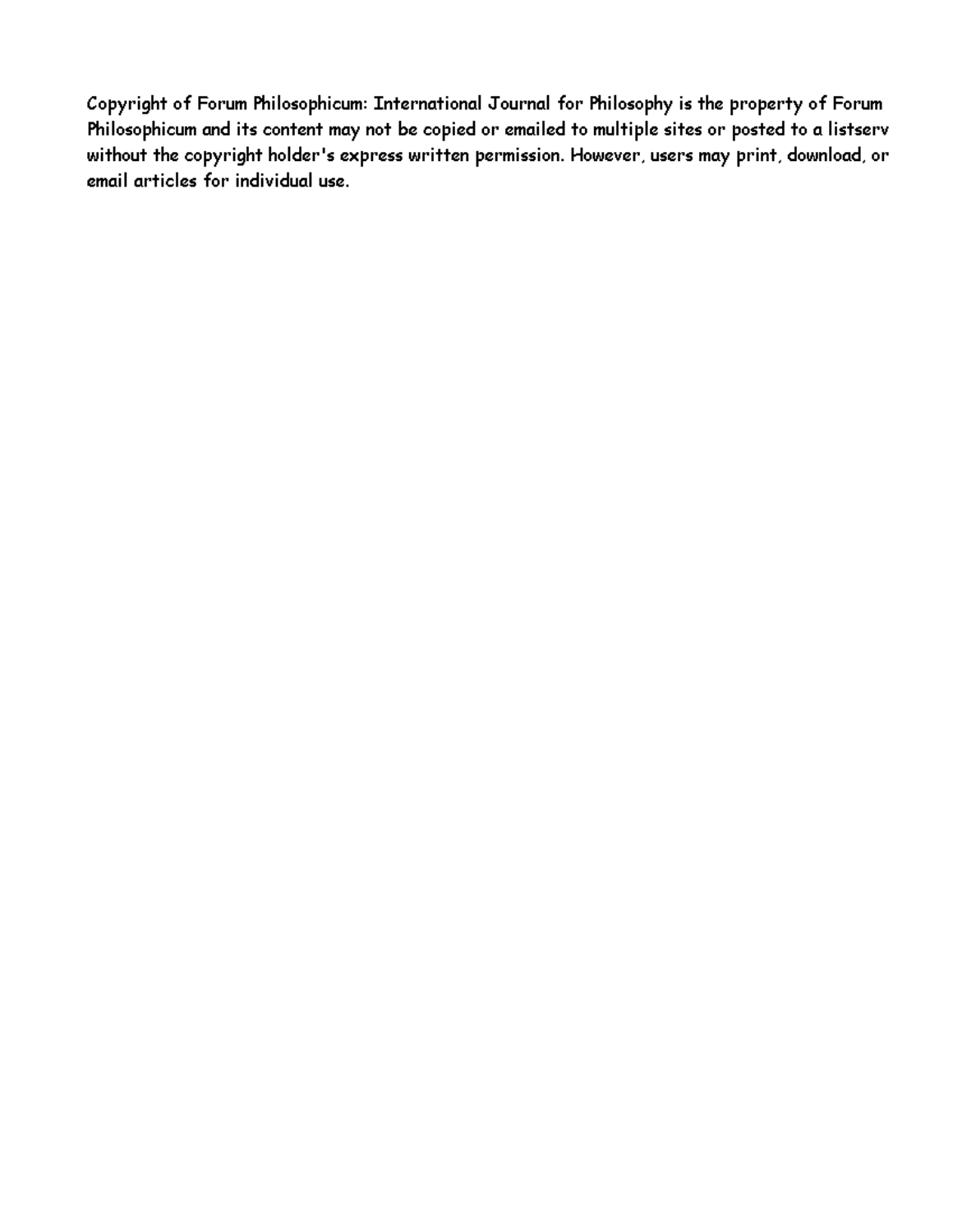Copyright of Forum Philosophicum: International Journal for Philosophy is the property of Forum Philosophicum and its content may not be copied or emailed to multiple sites or posted to a listserv without the copyright holder's express written permission. However, users may print, download, or email articles for individual use.